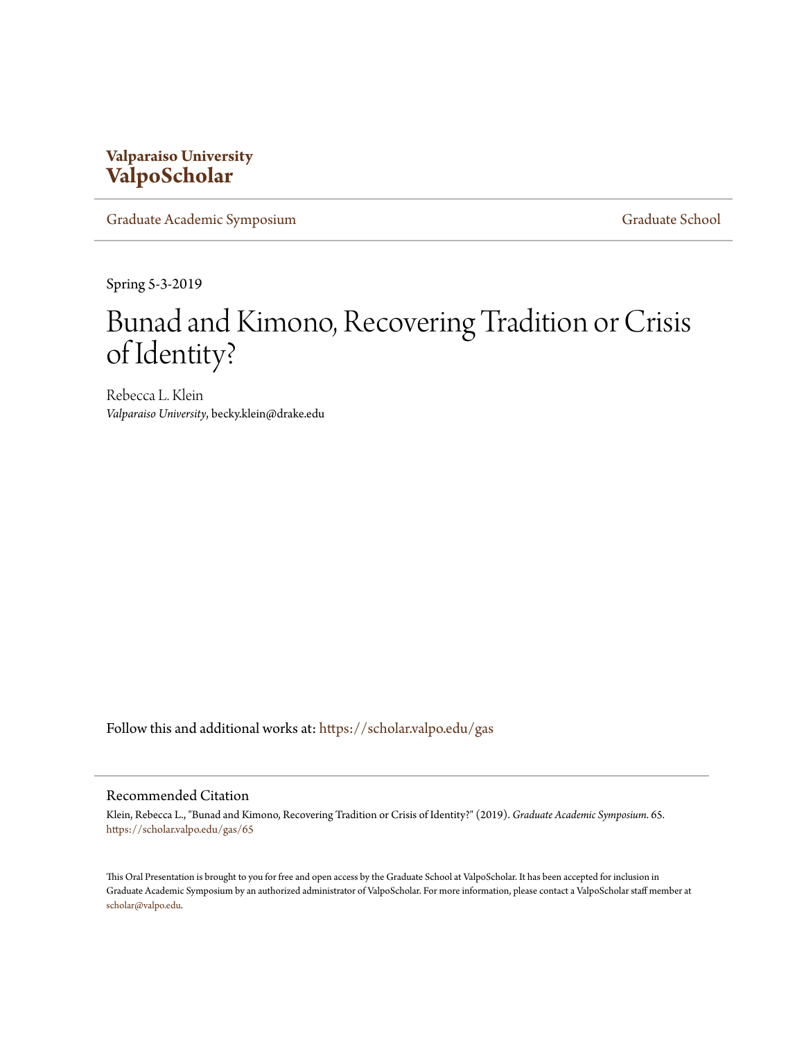**Valparaiso University**
**ValpoScholar**

Graduate Academic Symposium | Graduate School

Spring 5-3-2019

# Bunad and Kimono, Recovering Tradition or Crisis of Identity?

Rebecca L. Klein
*Valparaiso University*, becky.klein@drake.edu

Follow this and additional works at: https://scholar.valpo.edu/gas

## Recommended Citation

Klein, Rebecca L., "Bunad and Kimono, Recovering Tradition or Crisis of Identity?" (2019). *Graduate Academic Symposium*. 65.
https://scholar.valpo.edu/gas/65

This Oral Presentation is brought to you for free and open access by the Graduate School at ValpoScholar. It has been accepted for inclusion in Graduate Academic Symposium by an authorized administrator of ValpoScholar. For more information, please contact a ValpoScholar staff member at scholar@valpo.edu.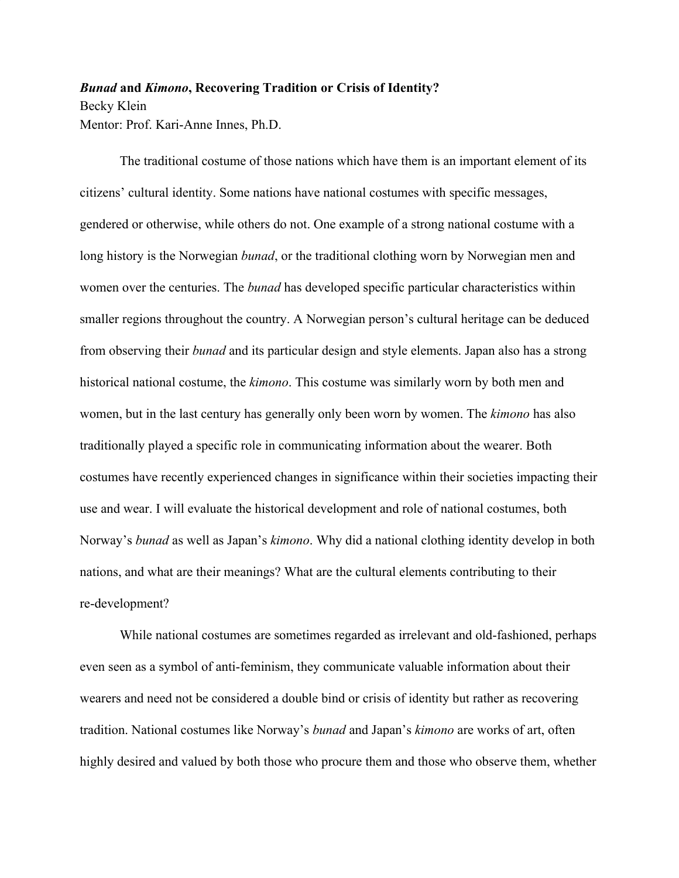***Bunad* and *Kimono*, Recovering Tradition or Crisis of Identity?**
Becky Klein
Mentor: Prof. Kari-Anne Innes, Ph.D.

The traditional costume of those nations which have them is an important element of its citizens' cultural identity. Some nations have national costumes with specific messages, gendered or otherwise, while others do not. One example of a strong national costume with a long history is the Norwegian *bunad*, or the traditional clothing worn by Norwegian men and women over the centuries. The *bunad* has developed specific particular characteristics within smaller regions throughout the country. A Norwegian person's cultural heritage can be deduced from observing their *bunad* and its particular design and style elements. Japan also has a strong historical national costume, the *kimono*. This costume was similarly worn by both men and women, but in the last century has generally only been worn by women. The *kimono* has also traditionally played a specific role in communicating information about the wearer. Both costumes have recently experienced changes in significance within their societies impacting their use and wear. I will evaluate the historical development and role of national costumes, both Norway's *bunad* as well as Japan's *kimono*. Why did a national clothing identity develop in both nations, and what are their meanings? What are the cultural elements contributing to their re-development?

While national costumes are sometimes regarded as irrelevant and old-fashioned, perhaps even seen as a symbol of anti-feminism, they communicate valuable information about their wearers and need not be considered a double bind or crisis of identity but rather as recovering tradition. National costumes like Norway's *bunad* and Japan's *kimono* are works of art, often highly desired and valued by both those who procure them and those who observe them, whether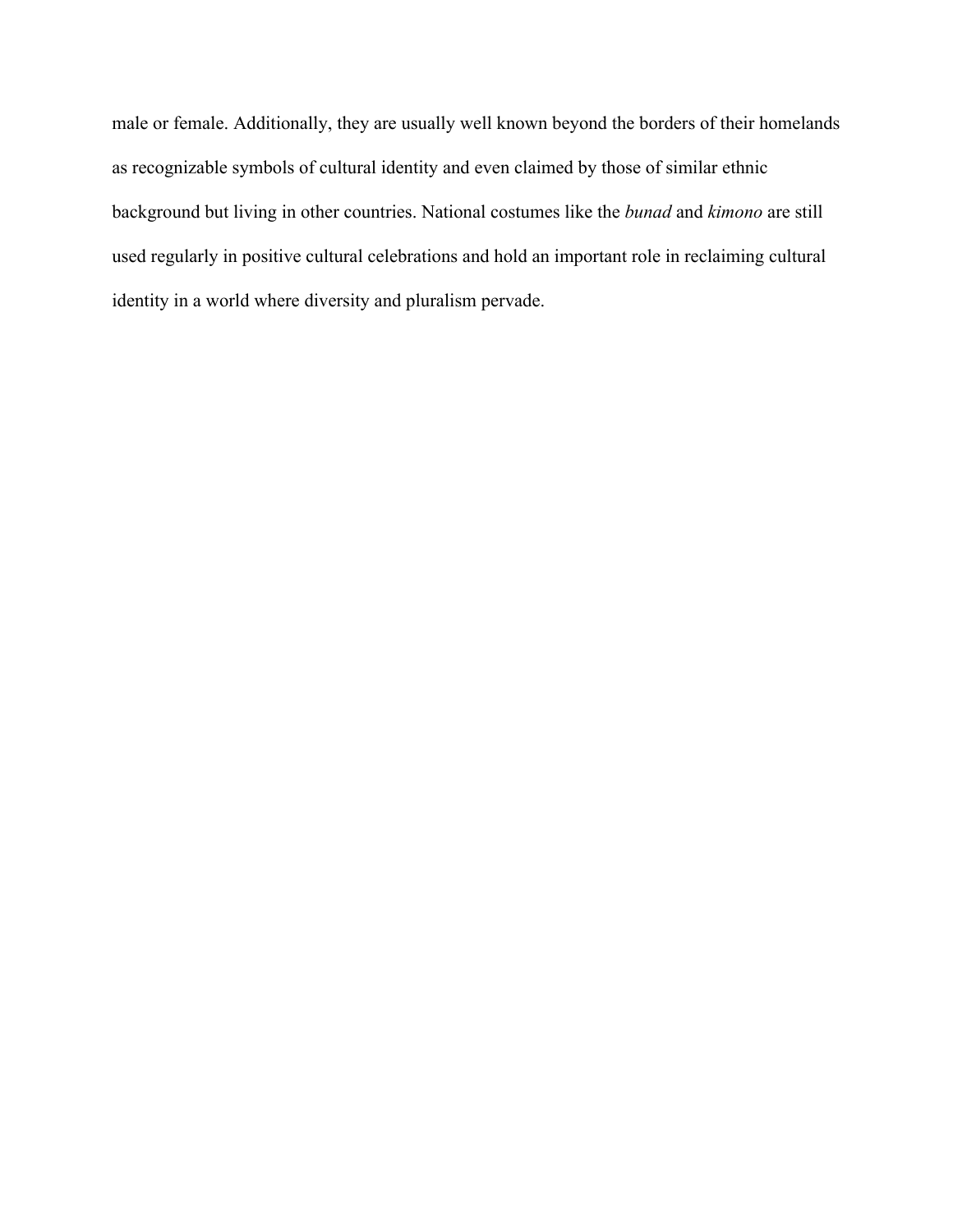male or female. Additionally, they are usually well known beyond the borders of their homelands as recognizable symbols of cultural identity and even claimed by those of similar ethnic background but living in other countries. National costumes like the *bunad* and *kimono* are still used regularly in positive cultural celebrations and hold an important role in reclaiming cultural identity in a world where diversity and pluralism pervade.